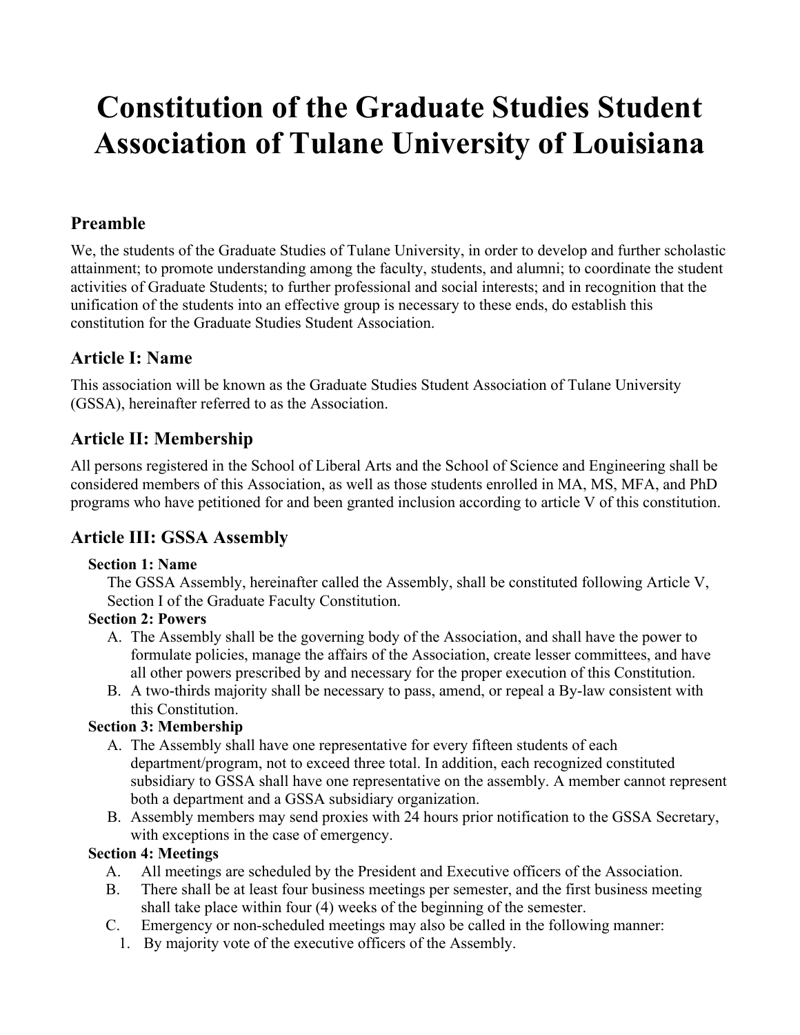# Constitution of the Graduate Studies Student Association of Tulane University of Louisiana

## Preamble

We, the students of the Graduate Studies of Tulane University, in order to develop and further scholastic attainment; to promote understanding among the faculty, students, and alumni; to coordinate the student activities of Graduate Students; to further professional and social interests; and in recognition that the unification of the students into an effective group is necessary to these ends, do establish this constitution for the Graduate Studies Student Association.

## Article I: Name

This association will be known as the Graduate Studies Student Association of Tulane University (GSSA), hereinafter referred to as the Association.

## Article II: Membership

All persons registered in the School of Liberal Arts and the School of Science and Engineering shall be considered members of this Association, as well as those students enrolled in MA, MS, MFA, and PhD programs who have petitioned for and been granted inclusion according to article V of this constitution.

## Article III: GSSA Assembly

### Section 1: Name

The GSSA Assembly, hereinafter called the Assembly, shall be constituted following Article V, Section I of the Graduate Faculty Constitution.

### Section 2: Powers

A. The Assembly shall be the governing body of the Association, and shall have the power to formulate policies, manage the affairs of the Association, create lesser committees, and have all other powers prescribed by and necessary for the proper execution of this Constitution.

B. A two-thirds majority shall be necessary to pass, amend, or repeal a By-law consistent with this Constitution.

### Section 3: Membership

A. The Assembly shall have one representative for every fifteen students of each department/program, not to exceed three total. In addition, each recognized constituted subsidiary to GSSA shall have one representative on the assembly. A member cannot represent both a department and a GSSA subsidiary organization.

B. Assembly members may send proxies with 24 hours prior notification to the GSSA Secretary, with exceptions in the case of emergency.

### Section 4: Meetings

A. All meetings are scheduled by the President and Executive officers of the Association.

B. There shall be at least four business meetings per semester, and the first business meeting shall take place within four (4) weeks of the beginning of the semester.

C. Emergency or non-scheduled meetings may also be called in the following manner:

1. By majority vote of the executive officers of the Assembly.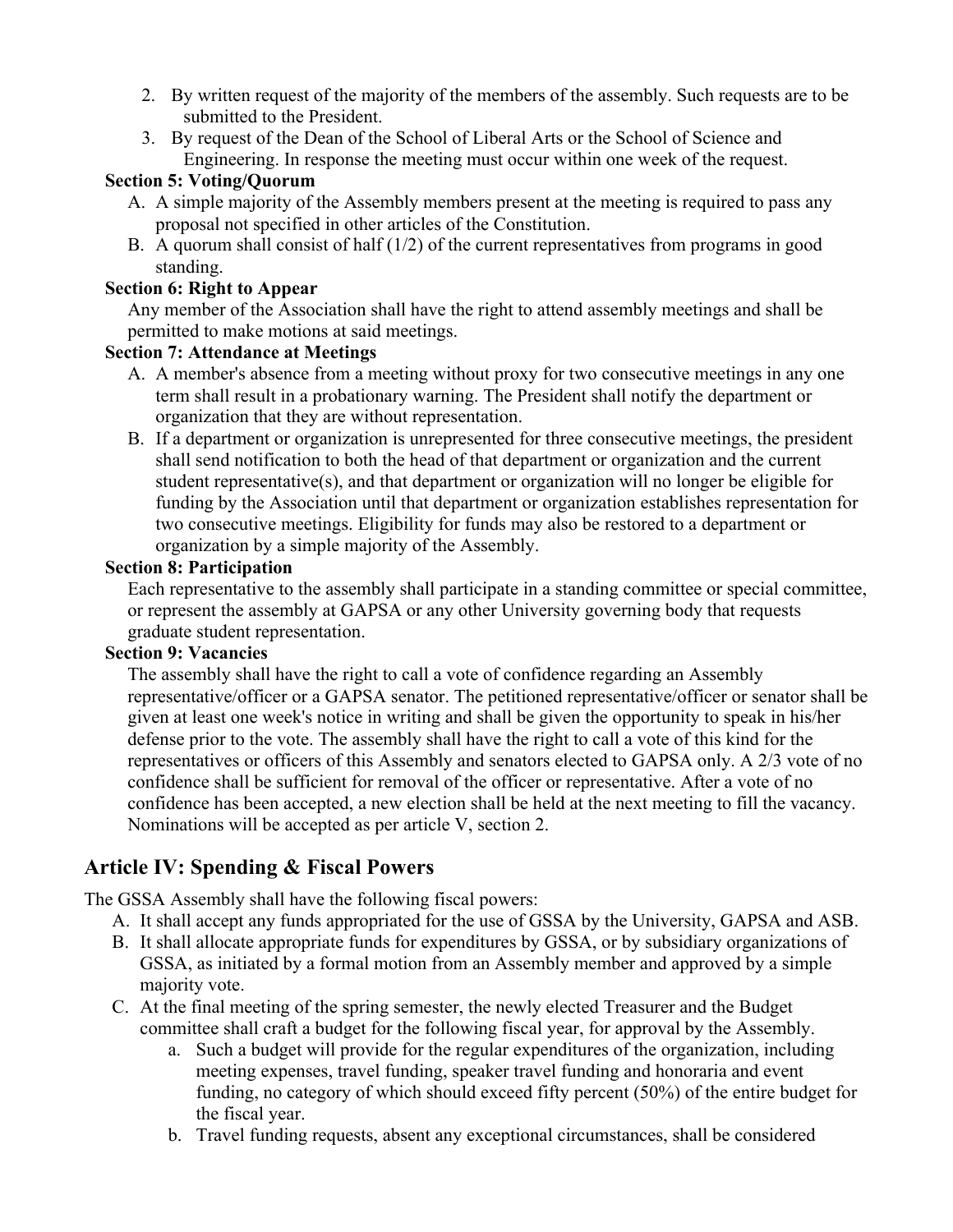2. By written request of the majority of the members of the assembly. Such requests are to be submitted to the President.
3. By request of the Dean of the School of Liberal Arts or the School of Science and Engineering. In response the meeting must occur within one week of the request.

**Section 5: Voting/Quorum**

A. A simple majority of the Assembly members present at the meeting is required to pass any proposal not specified in other articles of the Constitution.
B. A quorum shall consist of half (1/2) of the current representatives from programs in good standing.

**Section 6: Right to Appear**

Any member of the Association shall have the right to attend assembly meetings and shall be permitted to make motions at said meetings.

**Section 7: Attendance at Meetings**

A. A member's absence from a meeting without proxy for two consecutive meetings in any one term shall result in a probationary warning. The President shall notify the department or organization that they are without representation.
B. If a department or organization is unrepresented for three consecutive meetings, the president shall send notification to both the head of that department or organization and the current student representative(s), and that department or organization will no longer be eligible for funding by the Association until that department or organization establishes representation for two consecutive meetings. Eligibility for funds may also be restored to a department or organization by a simple majority of the Assembly.

**Section 8: Participation**

Each representative to the assembly shall participate in a standing committee or special committee, or represent the assembly at GAPSA or any other University governing body that requests graduate student representation.

**Section 9: Vacancies**

The assembly shall have the right to call a vote of confidence regarding an Assembly representative/officer or a GAPSA senator. The petitioned representative/officer or senator shall be given at least one week's notice in writing and shall be given the opportunity to speak in his/her defense prior to the vote. The assembly shall have the right to call a vote of this kind for the representatives or officers of this Assembly and senators elected to GAPSA only. A 2/3 vote of no confidence shall be sufficient for removal of the officer or representative. After a vote of no confidence has been accepted, a new election shall be held at the next meeting to fill the vacancy. Nominations will be accepted as per article V, section 2.

## Article IV: Spending & Fiscal Powers

The GSSA Assembly shall have the following fiscal powers:

A. It shall accept any funds appropriated for the use of GSSA by the University, GAPSA and ASB.
B. It shall allocate appropriate funds for expenditures by GSSA, or by subsidiary organizations of GSSA, as initiated by a formal motion from an Assembly member and approved by a simple majority vote.
C. At the final meeting of the spring semester, the newly elected Treasurer and the Budget committee shall craft a budget for the following fiscal year, for approval by the Assembly.
    a. Such a budget will provide for the regular expenditures of the organization, including meeting expenses, travel funding, speaker travel funding and honoraria and event funding, no category of which should exceed fifty percent (50%) of the entire budget for the fiscal year.
    b. Travel funding requests, absent any exceptional circumstances, shall be considered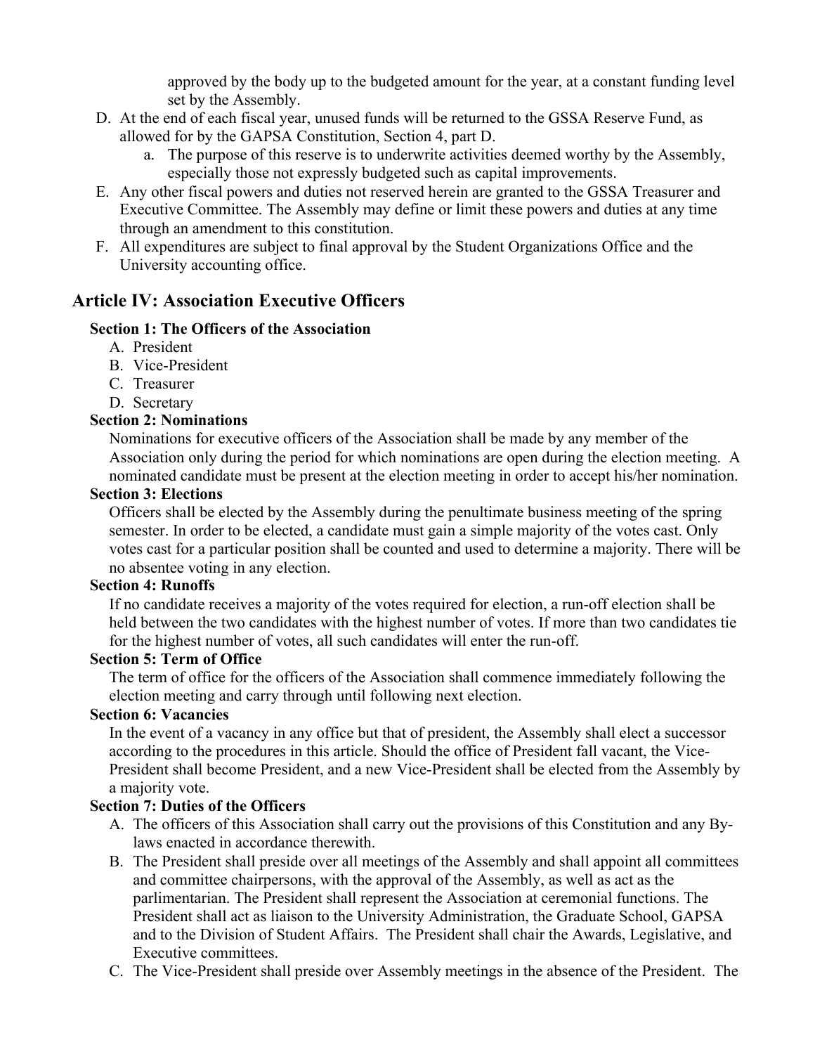approved by the body up to the budgeted amount for the year, at a constant funding level set by the Assembly.

D. At the end of each fiscal year, unused funds will be returned to the GSSA Reserve Fund, as allowed for by the GAPSA Constitution, Section 4, part D.
   a. The purpose of this reserve is to underwrite activities deemed worthy by the Assembly, especially those not expressly budgeted such as capital improvements.
E. Any other fiscal powers and duties not reserved herein are granted to the GSSA Treasurer and Executive Committee. The Assembly may define or limit these powers and duties at any time through an amendment to this constitution.
F. All expenditures are subject to final approval by the Student Organizations Office and the University accounting office.

## Article IV: Association Executive Officers

### Section 1: The Officers of the Association

A. President
B. Vice-President
C. Treasurer
D. Secretary

### Section 2: Nominations

Nominations for executive officers of the Association shall be made by any member of the Association only during the period for which nominations are open during the election meeting. A nominated candidate must be present at the election meeting in order to accept his/her nomination.

### Section 3: Elections

Officers shall be elected by the Assembly during the penultimate business meeting of the spring semester. In order to be elected, a candidate must gain a simple majority of the votes cast. Only votes cast for a particular position shall be counted and used to determine a majority. There will be no absentee voting in any election.

### Section 4: Runoffs

If no candidate receives a majority of the votes required for election, a run-off election shall be held between the two candidates with the highest number of votes. If more than two candidates tie for the highest number of votes, all such candidates will enter the run-off.

### Section 5: Term of Office

The term of office for the officers of the Association shall commence immediately following the election meeting and carry through until following next election.

### Section 6: Vacancies

In the event of a vacancy in any office but that of president, the Assembly shall elect a successor according to the procedures in this article. Should the office of President fall vacant, the Vice-President shall become President, and a new Vice-President shall be elected from the Assembly by a majority vote.

### Section 7: Duties of the Officers

A. The officers of this Association shall carry out the provisions of this Constitution and any By-laws enacted in accordance therewith.
B. The President shall preside over all meetings of the Assembly and shall appoint all committees and committee chairpersons, with the approval of the Assembly, as well as act as the parlimentarian. The President shall represent the Association at ceremonial functions. The President shall act as liaison to the University Administration, the Graduate School, GAPSA and to the Division of Student Affairs. The President shall chair the Awards, Legislative, and Executive committees.
C. The Vice-President shall preside over Assembly meetings in the absence of the President. The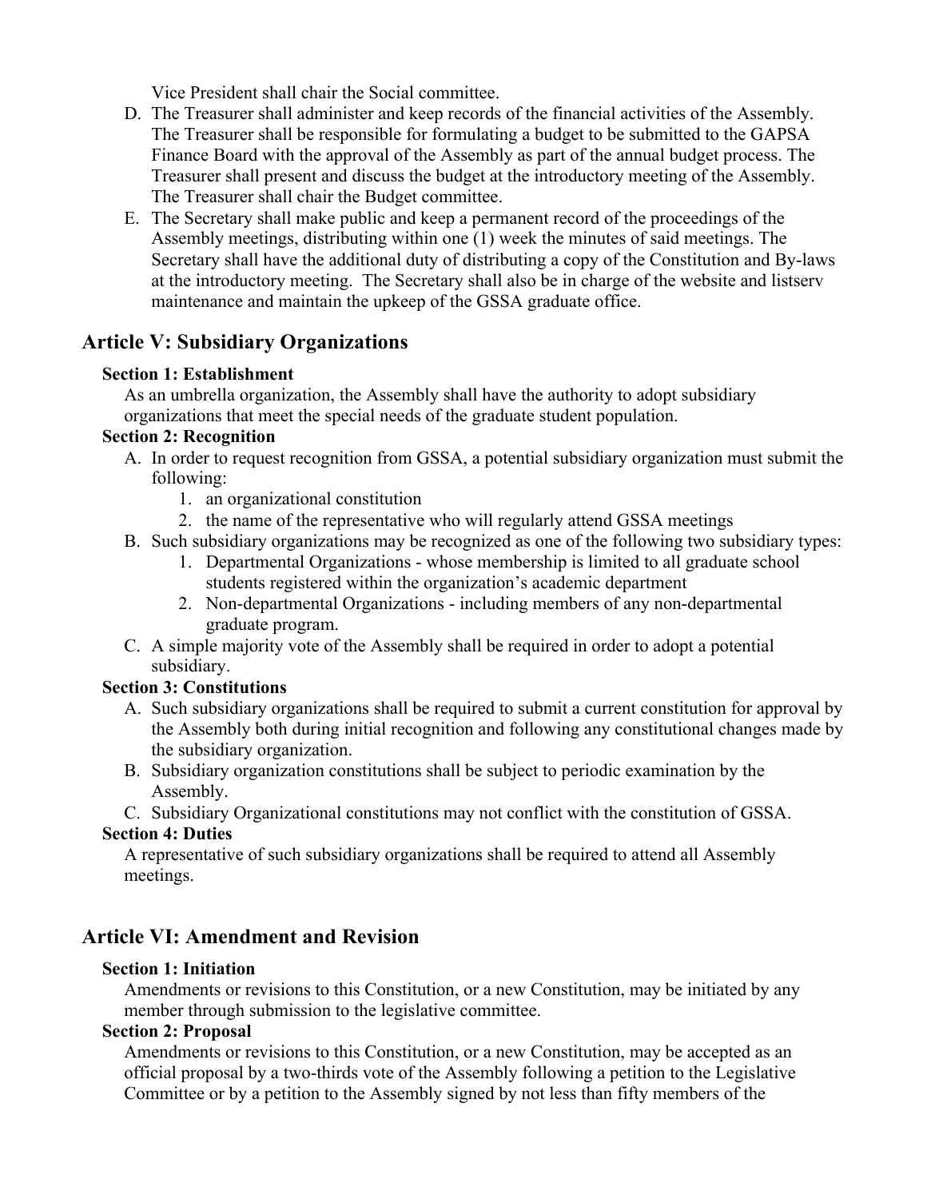Vice President shall chair the Social committee.

D. The Treasurer shall administer and keep records of the financial activities of the Assembly. The Treasurer shall be responsible for formulating a budget to be submitted to the GAPSA Finance Board with the approval of the Assembly as part of the annual budget process. The Treasurer shall present and discuss the budget at the introductory meeting of the Assembly. The Treasurer shall chair the Budget committee.
E. The Secretary shall make public and keep a permanent record of the proceedings of the Assembly meetings, distributing within one (1) week the minutes of said meetings. The Secretary shall have the additional duty of distributing a copy of the Constitution and By-laws at the introductory meeting. The Secretary shall also be in charge of the website and listserv maintenance and maintain the upkeep of the GSSA graduate office.

## Article V: Subsidiary Organizations

**Section 1: Establishment**

As an umbrella organization, the Assembly shall have the authority to adopt subsidiary organizations that meet the special needs of the graduate student population.

**Section 2: Recognition**

A. In order to request recognition from GSSA, a potential subsidiary organization must submit the following:
   1. an organizational constitution
   2. the name of the representative who will regularly attend GSSA meetings
B. Such subsidiary organizations may be recognized as one of the following two subsidiary types:
   1. Departmental Organizations - whose membership is limited to all graduate school students registered within the organization's academic department
   2. Non-departmental Organizations - including members of any non-departmental graduate program.
C. A simple majority vote of the Assembly shall be required in order to adopt a potential subsidiary.

**Section 3: Constitutions**

A. Such subsidiary organizations shall be required to submit a current constitution for approval by the Assembly both during initial recognition and following any constitutional changes made by the subsidiary organization.
B. Subsidiary organization constitutions shall be subject to periodic examination by the Assembly.
C. Subsidiary Organizational constitutions may not conflict with the constitution of GSSA.

**Section 4: Duties**

A representative of such subsidiary organizations shall be required to attend all Assembly meetings.

## Article VI: Amendment and Revision

**Section 1: Initiation**

Amendments or revisions to this Constitution, or a new Constitution, may be initiated by any member through submission to the legislative committee.

**Section 2: Proposal**

Amendments or revisions to this Constitution, or a new Constitution, may be accepted as an official proposal by a two-thirds vote of the Assembly following a petition to the Legislative Committee or by a petition to the Assembly signed by not less than fifty members of the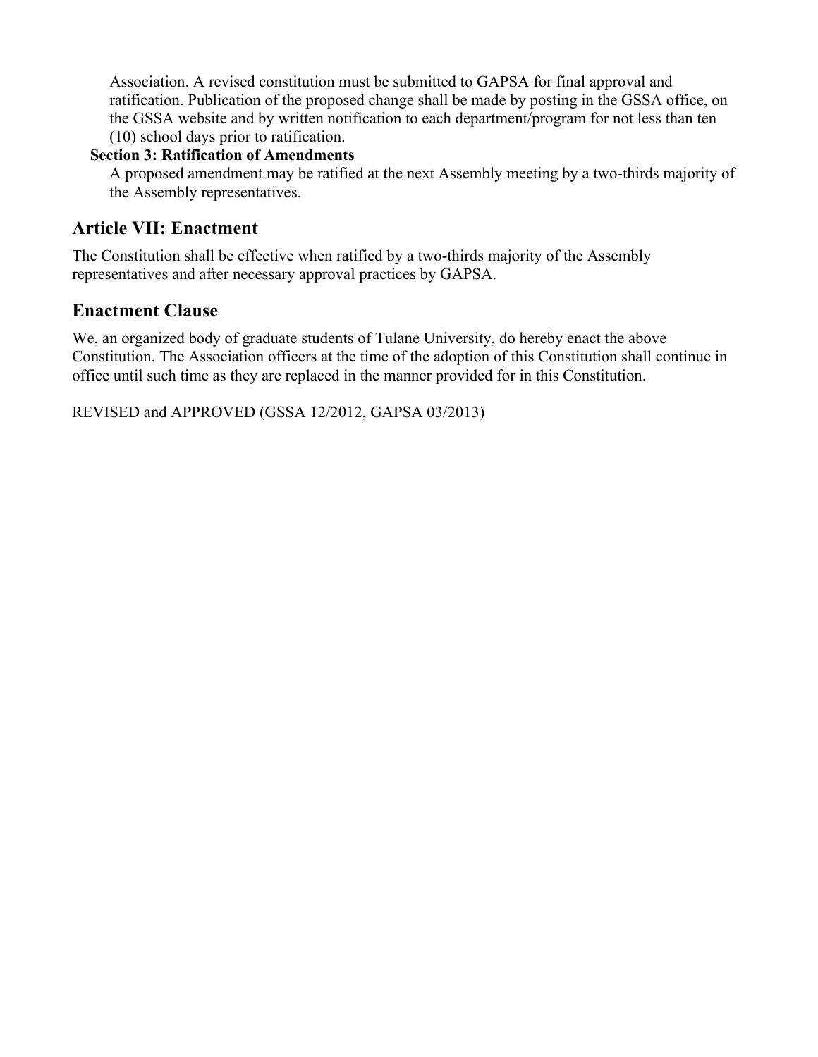Association. A revised constitution must be submitted to GAPSA for final approval and ratification. Publication of the proposed change shall be made by posting in the GSSA office, on the GSSA website and by written notification to each department/program for not less than ten (10) school days prior to ratification.

**Section 3: Ratification of Amendments**

A proposed amendment may be ratified at the next Assembly meeting by a two-thirds majority of the Assembly representatives.

## Article VII: Enactment

The Constitution shall be effective when ratified by a two-thirds majority of the Assembly representatives and after necessary approval practices by GAPSA.

## Enactment Clause

We, an organized body of graduate students of Tulane University, do hereby enact the above Constitution. The Association officers at the time of the adoption of this Constitution shall continue in office until such time as they are replaced in the manner provided for in this Constitution.

REVISED and APPROVED (GSSA 12/2012, GAPSA 03/2013)